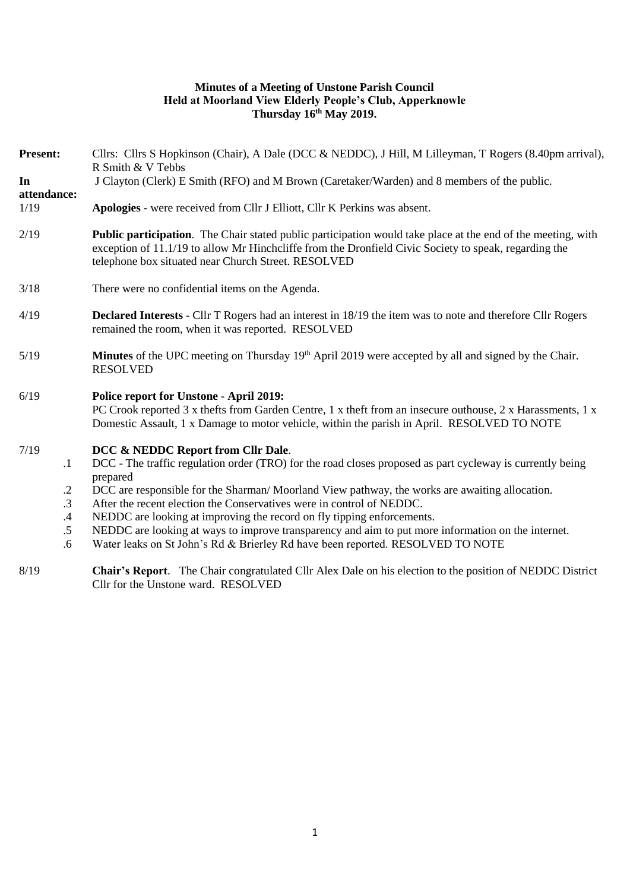**Minutes of a Meeting of Unstone Parish Council**
**Held at Moorland View Elderly People's Club, Apperknowle**
**Thursday 16th May 2019.**

**Present:** Cllrs: Cllrs S Hopkinson (Chair), A Dale (DCC & NEDDC), J Hill, M Lilleyman, T Rogers (8.40pm arrival), R Smith & V Tebbs

**In attendance:** J Clayton (Clerk) E Smith (RFO) and M Brown (Caretaker/Warden) and 8 members of the public.

1/19 **Apologies -** were received from Cllr J Elliott, Cllr K Perkins was absent.

2/19 **Public participation**. The Chair stated public participation would take place at the end of the meeting, with exception of 11.1/19 to allow Mr Hinchcliffe from the Dronfield Civic Society to speak, regarding the telephone box situated near Church Street. RESOLVED

3/18 There were no confidential items on the Agenda.

4/19 **Declared Interests** - Cllr T Rogers had an interest in 18/19 the item was to note and therefore Cllr Rogers remained the room, when it was reported. RESOLVED

5/19 **Minutes** of the UPC meeting on Thursday 19th April 2019 were accepted by all and signed by the Chair. RESOLVED

6/19 **Police report for Unstone - April 2019:**
PC Crook reported 3 x thefts from Garden Centre, 1 x theft from an insecure outhouse, 2 x Harassments, 1 x Domestic Assault, 1 x Damage to motor vehicle, within the parish in April. RESOLVED TO NOTE

7/19 **DCC & NEDDC Report from Cllr Dale**.

.1 DCC - The traffic regulation order (TRO) for the road closes proposed as part cycleway is currently being prepared

.2 DCC are responsible for the Sharman/ Moorland View pathway, the works are awaiting allocation.

.3 After the recent election the Conservatives were in control of NEDDC.

.4 NEDDC are looking at improving the record on fly tipping enforcements.

.5 NEDDC are looking at ways to improve transparency and aim to put more information on the internet.

.6 Water leaks on St John's Rd & Brierley Rd have been reported. RESOLVED TO NOTE

8/19 **Chair's Report**. The Chair congratulated Cllr Alex Dale on his election to the position of NEDDC District Cllr for the Unstone ward. RESOLVED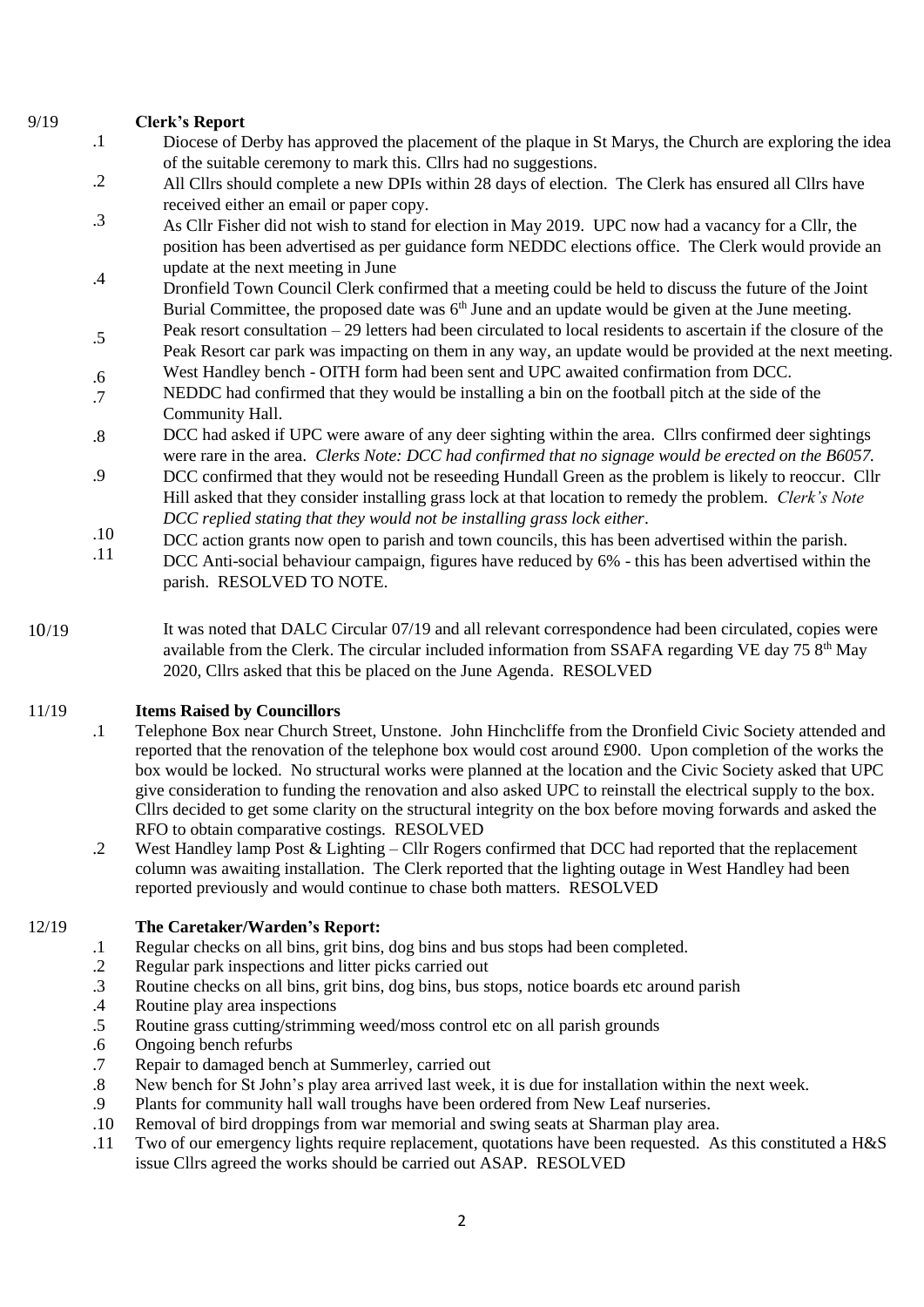9/19 **Clerk's Report**

.1 Diocese of Derby has approved the placement of the plaque in St Marys, the Church are exploring the idea of the suitable ceremony to mark this. Cllrs had no suggestions.

.2 All Cllrs should complete a new DPIs within 28 days of election. The Clerk has ensured all Cllrs have received either an email or paper copy.

.3 As Cllr Fisher did not wish to stand for election in May 2019. UPC now had a vacancy for a Cllr, the position has been advertised as per guidance form NEDDC elections office. The Clerk would provide an update at the next meeting in June

.4 Dronfield Town Council Clerk confirmed that a meeting could be held to discuss the future of the Joint Burial Committee, the proposed date was 6th June and an update would be given at the June meeting.

.5 Peak resort consultation – 29 letters had been circulated to local residents to ascertain if the closure of the Peak Resort car park was impacting on them in any way, an update would be provided at the next meeting.

.6 West Handley bench - OITH form had been sent and UPC awaited confirmation from DCC.

.7 NEDDC had confirmed that they would be installing a bin on the football pitch at the side of the Community Hall.

.8 DCC had asked if UPC were aware of any deer sighting within the area. Cllrs confirmed deer sightings were rare in the area. *Clerks Note: DCC had confirmed that no signage would be erected on the B6057.*

.9 DCC confirmed that they would not be reseeding Hundall Green as the problem is likely to reoccur. Cllr Hill asked that they consider installing grass lock at that location to remedy the problem. *Clerk's Note DCC replied stating that they would not be installing grass lock either*.

.10 DCC action grants now open to parish and town councils, this has been advertised within the parish.

.11 DCC Anti-social behaviour campaign, figures have reduced by 6% - this has been advertised within the parish. RESOLVED TO NOTE.

10/19 It was noted that DALC Circular 07/19 and all relevant correspondence had been circulated, copies were available from the Clerk. The circular included information from SSAFA regarding VE day 75 8th May 2020, Cllrs asked that this be placed on the June Agenda. RESOLVED

11/19 **Items Raised by Councillors**

.1 Telephone Box near Church Street, Unstone. John Hinchcliffe from the Dronfield Civic Society attended and reported that the renovation of the telephone box would cost around £900. Upon completion of the works the box would be locked. No structural works were planned at the location and the Civic Society asked that UPC give consideration to funding the renovation and also asked UPC to reinstall the electrical supply to the box. Cllrs decided to get some clarity on the structural integrity on the box before moving forwards and asked the RFO to obtain comparative costings. RESOLVED

.2 West Handley lamp Post & Lighting – Cllr Rogers confirmed that DCC had reported that the replacement column was awaiting installation. The Clerk reported that the lighting outage in West Handley had been reported previously and would continue to chase both matters. RESOLVED

12/19 **The Caretaker/Warden's Report:**

.1 Regular checks on all bins, grit bins, dog bins and bus stops had been completed.

.2 Regular park inspections and litter picks carried out

.3 Routine checks on all bins, grit bins, dog bins, bus stops, notice boards etc around parish

.4 Routine play area inspections

.5 Routine grass cutting/strimming weed/moss control etc on all parish grounds

.6 Ongoing bench refurbs

.7 Repair to damaged bench at Summerley, carried out

.8 New bench for St John's play area arrived last week, it is due for installation within the next week.

.9 Plants for community hall wall troughs have been ordered from New Leaf nurseries.

.10 Removal of bird droppings from war memorial and swing seats at Sharman play area.

.11 Two of our emergency lights require replacement, quotations have been requested. As this constituted a H&S issue Cllrs agreed the works should be carried out ASAP. RESOLVED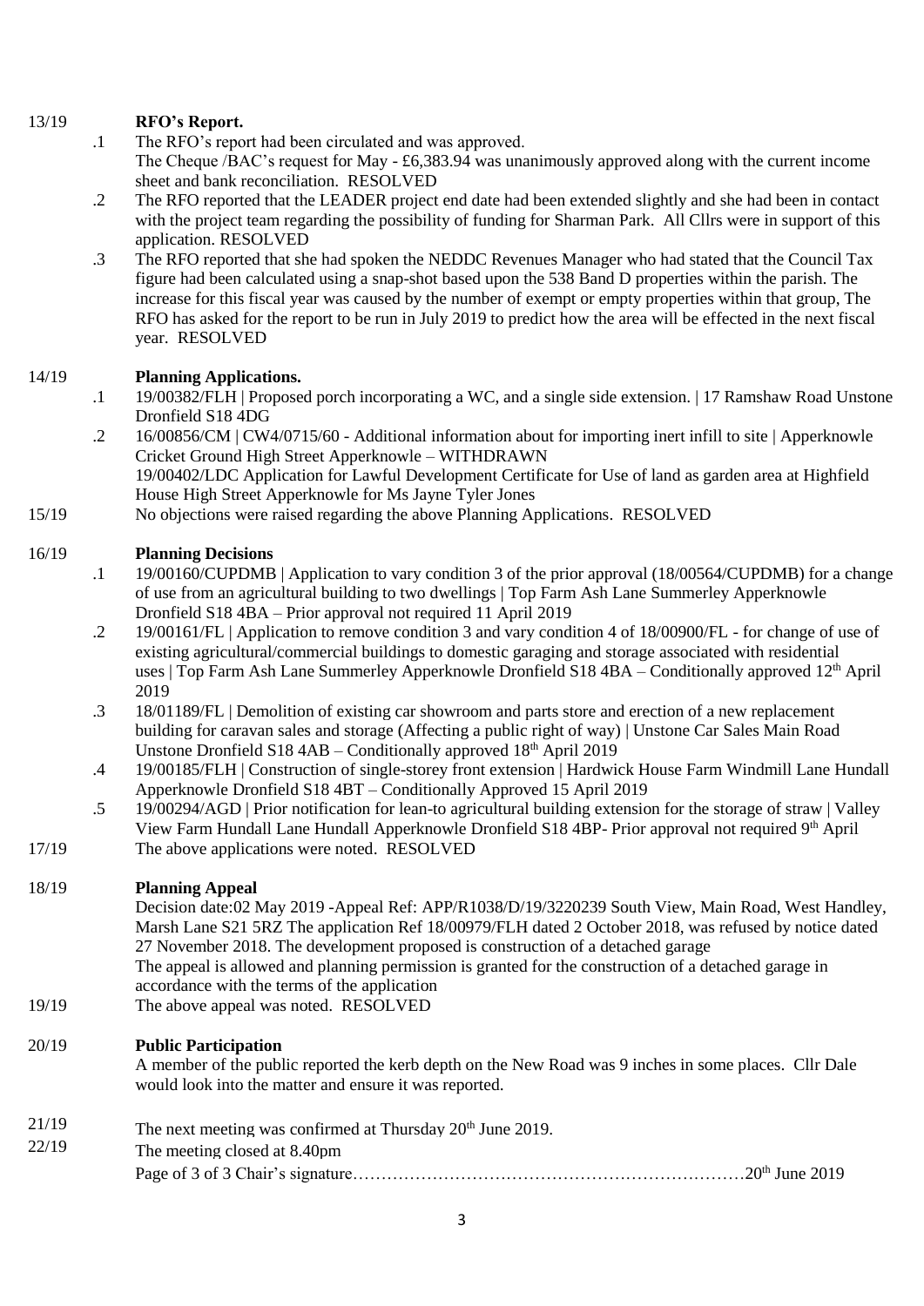13/19 **RFO's Report.**

.1 The RFO's report had been circulated and was approved.
The Cheque /BAC's request for May - £6,383.94 was unanimously approved along with the current income sheet and bank reconciliation. RESOLVED

.2 The RFO reported that the LEADER project end date had been extended slightly and she had been in contact with the project team regarding the possibility of funding for Sharman Park. All Cllrs were in support of this application. RESOLVED

.3 The RFO reported that she had spoken the NEDDC Revenues Manager who had stated that the Council Tax figure had been calculated using a snap-shot based upon the 538 Band D properties within the parish. The increase for this fiscal year was caused by the number of exempt or empty properties within that group, The RFO has asked for the report to be run in July 2019 to predict how the area will be effected in the next fiscal year. RESOLVED

14/19 **Planning Applications.**

.1 19/00382/FLH | Proposed porch incorporating a WC, and a single side extension. | 17 Ramshaw Road Unstone Dronfield S18 4DG

.2 16/00856/CM | CW4/0715/60 - Additional information about for importing inert infill to site | Apperknowle Cricket Ground High Street Apperknowle – WITHDRAWN
19/00402/LDC Application for Lawful Development Certificate for Use of land as garden area at Highfield House High Street Apperknowle for Ms Jayne Tyler Jones

15/19 No objections were raised regarding the above Planning Applications. RESOLVED

16/19 **Planning Decisions**

.1 19/00160/CUPDMB | Application to vary condition 3 of the prior approval (18/00564/CUPDMB) for a change of use from an agricultural building to two dwellings | Top Farm Ash Lane Summerley Apperknowle Dronfield S18 4BA – Prior approval not required 11 April 2019

.2 19/00161/FL | Application to remove condition 3 and vary condition 4 of 18/00900/FL - for change of use of existing agricultural/commercial buildings to domestic garaging and storage associated with residential uses | Top Farm Ash Lane Summerley Apperknowle Dronfield S18 4BA – Conditionally approved 12th April 2019

.3 18/01189/FL | Demolition of existing car showroom and parts store and erection of a new replacement building for caravan sales and storage (Affecting a public right of way) | Unstone Car Sales Main Road Unstone Dronfield S18 4AB – Conditionally approved 18th April 2019

.4 19/00185/FLH | Construction of single-storey front extension | Hardwick House Farm Windmill Lane Hundall Apperknowle Dronfield S18 4BT – Conditionally Approved 15 April 2019

.5 19/00294/AGD | Prior notification for lean-to agricultural building extension for the storage of straw | Valley View Farm Hundall Lane Hundall Apperknowle Dronfield S18 4BP- Prior approval not required 9th April

17/19 The above applications were noted. RESOLVED

18/19 **Planning Appeal**

Decision date:02 May 2019 -Appeal Ref: APP/R1038/D/19/3220239 South View, Main Road, West Handley, Marsh Lane S21 5RZ The application Ref 18/00979/FLH dated 2 October 2018, was refused by notice dated 27 November 2018. The development proposed is construction of a detached garage
The appeal is allowed and planning permission is granted for the construction of a detached garage in accordance with the terms of the application

19/19 The above appeal was noted. RESOLVED

20/19 **Public Participation**

A member of the public reported the kerb depth on the New Road was 9 inches in some places. Cllr Dale would look into the matter and ensure it was reported.

21/19 The next meeting was confirmed at Thursday 20th June 2019.

22/19 The meeting closed at 8.40pm

Page of 3 of 3 Chair's signature………………………………………………………………20th June 2019